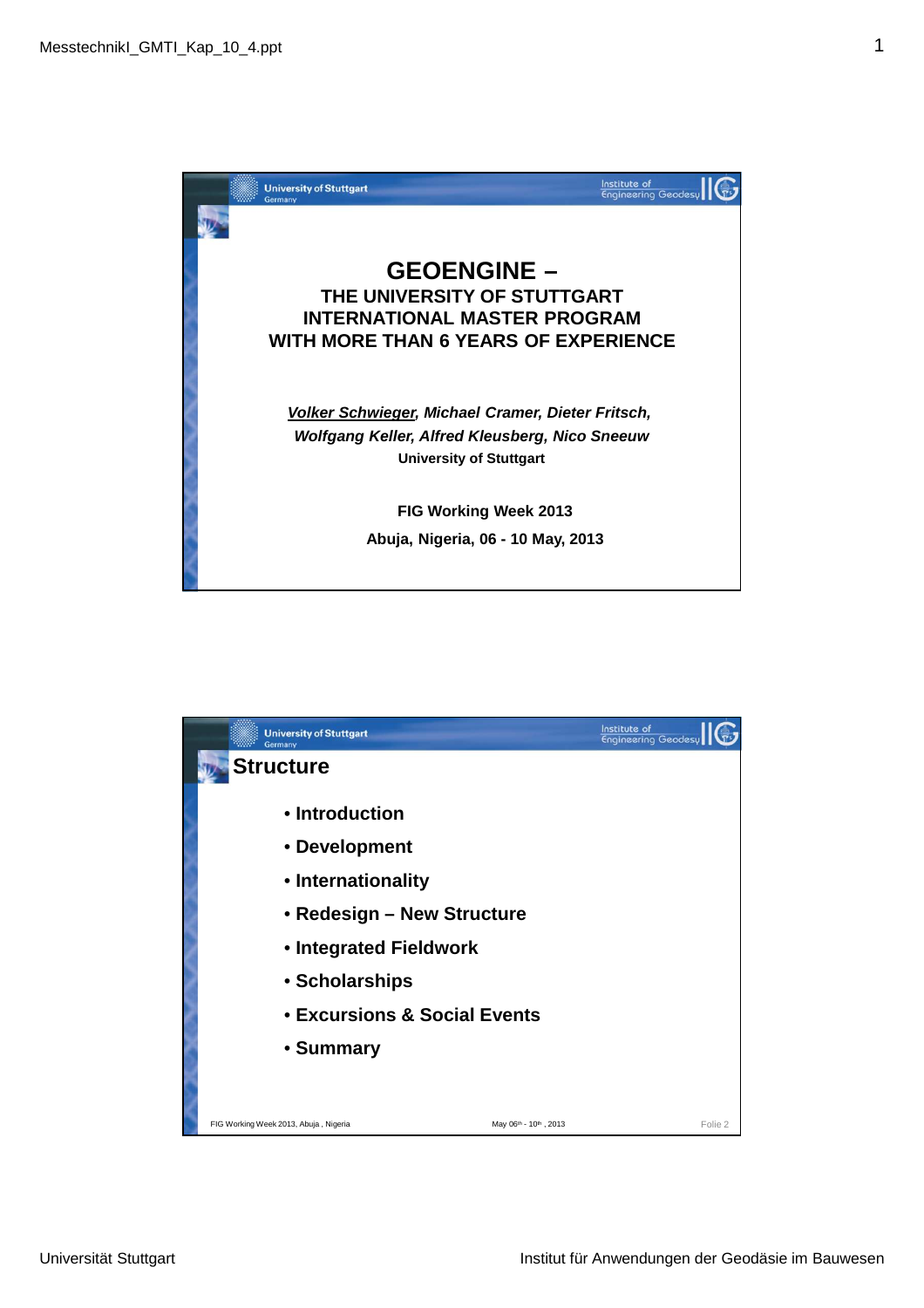# GEOENGINE –

## THE UNIVERSITY OF STUTTGART INTERNATIONAL MASTER PROGRAM WITH MORE THAN 6 YEARS OF EXPERIENCE

***Volker Schwieger*, Michael Cramer, Dieter Fritsch, Wolfgang Keller, Alfred Kleusberg, Nico Sneeuw**

**University of Stuttgart**

**FIG Working Week 2013**

**Abuja, Nigeria, 06 - 10 May, 2013**

## Structure

- **Introduction**
- **Development**
- **Internationality**
- **Redesign – New Structure**
- **Integrated Fieldwork**
- **Scholarships**
- **Excursions & Social Events**
- **Summary**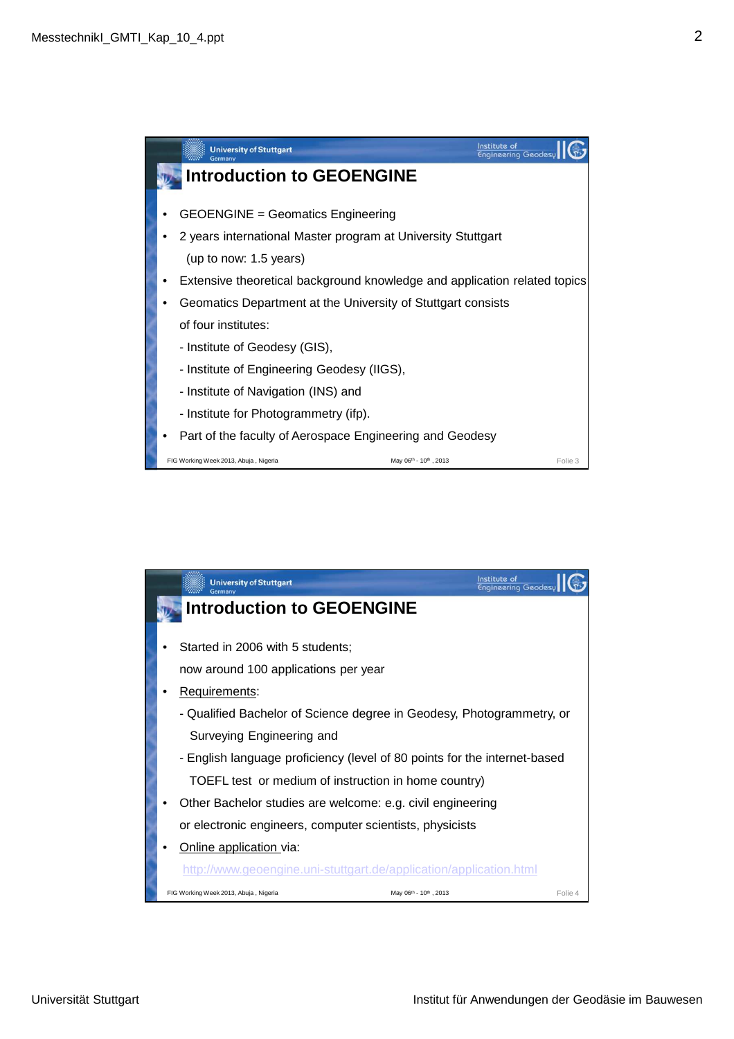## Introduction to GEOENGINE

- GEOENGINE = Geomatics Engineering
- 2 years international Master program at University Stuttgart (up to now: 1.5 years)
- Extensive theoretical background knowledge and application related topics
- Geomatics Department at the University of Stuttgart consists of four institutes:
  - Institute of Geodesy (GIS),
  - Institute of Engineering Geodesy (IIGS),
  - Institute of Navigation (INS) and
  - Institute for Photogrammetry (ifp).
- Part of the faculty of Aerospace Engineering and Geodesy

## Introduction to GEOENGINE

- Started in 2006 with 5 students; now around 100 applications per year
- Requirements:
  - Qualified Bachelor of Science degree in Geodesy, Photogrammetry, or Surveying Engineering and
  - English language proficiency (level of 80 points for the internet-based TOEFL test or medium of instruction in home country)
- Other Bachelor studies are welcome: e.g. civil engineering or electronic engineers, computer scientists, physicists
- Online application via: http://www.geoengine.uni-stuttgart.de/application/application.html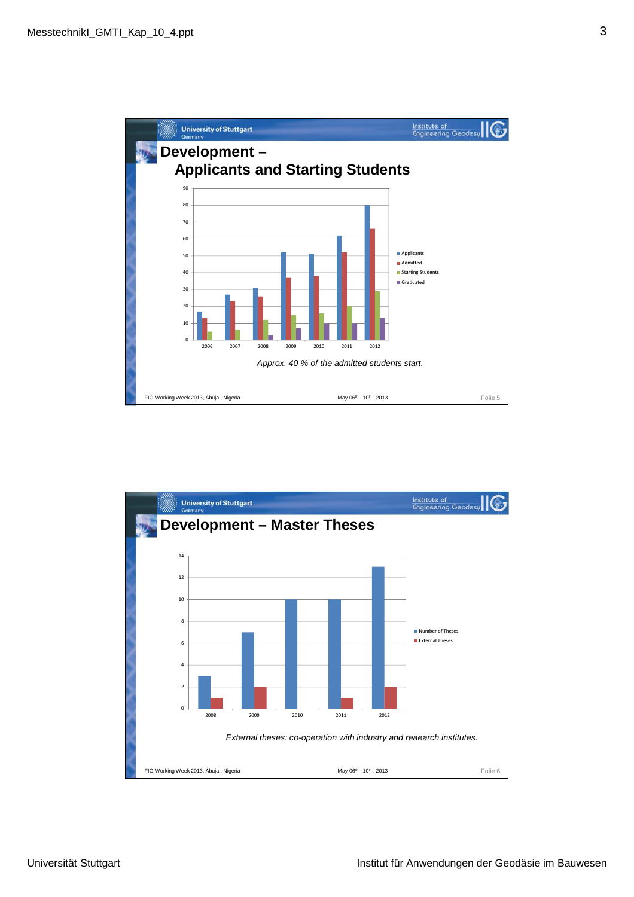## Development – Applicants and Starting Students

| Year | Applicants | Admitted | Starting Students | Graduated |
|---|---|---|---|---|
| 2006 | 17 | 13 | 5 | |
| 2007 | 27 | 23 | 6 | |
| 2008 | 31 | 26 | 12 | 3 |
| 2009 | 52 | 37 | 15 | 7 |
| 2010 | 51 | 38 | 16 | 10 |
| 2011 | 62 | 52 | 20 | 10 |
| 2012 | 80 | 66 | 29 | 13 |

*Approx. 40 % of the admitted students start.*

FIG Working Week 2013, Abuja , Nigeria — May 06th - 10th , 2013 — Folie 5

## Development – Master Theses

| Year | Number of Theses | External Theses |
|---|---|---|
| 2008 | 3 | 1 |
| 2009 | 7 | 2 |
| 2010 | 10 | |
| 2011 | 10 | 1 |
| 2012 | 13 | 2 |

*External theses: co-operation with industry and reaearch institutes.*

FIG Working Week 2013, Abuja , Nigeria — May 06th - 10th , 2013 — Folie 6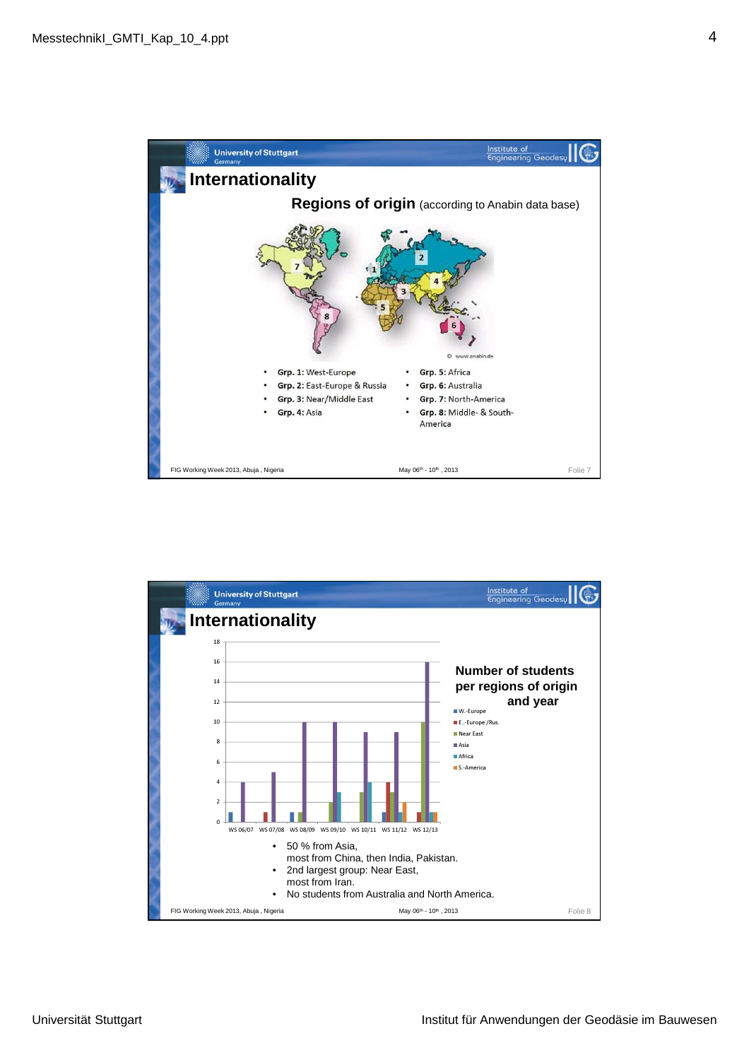## Internationality

### Regions of origin (according to Anabin data base)

© www.anabin.de

- **Grp. 1:** West-Europe
- **Grp. 2:** East-Europe & Russia
- **Grp. 3:** Near/Middle East
- **Grp. 4:** Asia
- **Grp. 5:** Africa
- **Grp. 6:** Australia
- **Grp. 7:** North-America
- **Grp. 8:** Middle- & South-America

FIG Working Week 2013, Abuja , Nigeria — May 06th - 10th , 2013 — Folie 7

## Internationality

**Number of students per regions of origin and year**

| | W.-Europe | E.-Europe /Rus. | Near East | Asia | Africa | S.-America |
|---|---|---|---|---|---|---|
| WS 06/07 | 1 | | | 4 | | |
| WS 07/08 | | 1 | | 5 | | |
| WS 08/09 | 1 | | 1 | 10 | | |
| WS 09/10 | | | 2 | 10 | 3 | |
| WS 10/11 | | | 3 | 9 | 4 | |
| WS 11/12 | 1 | 4 | 3 | 9 | 1 | 2 |
| WS 12/13 | | 1 | 10 | 16 | 1 | 1 |

- 50 % from Asia, most from China, then India, Pakistan.
- 2nd largest group: Near East, most from Iran.
- No students from Australia and North America.

FIG Working Week 2013, Abuja , Nigeria — May 06th - 10th , 2013 — Folie 8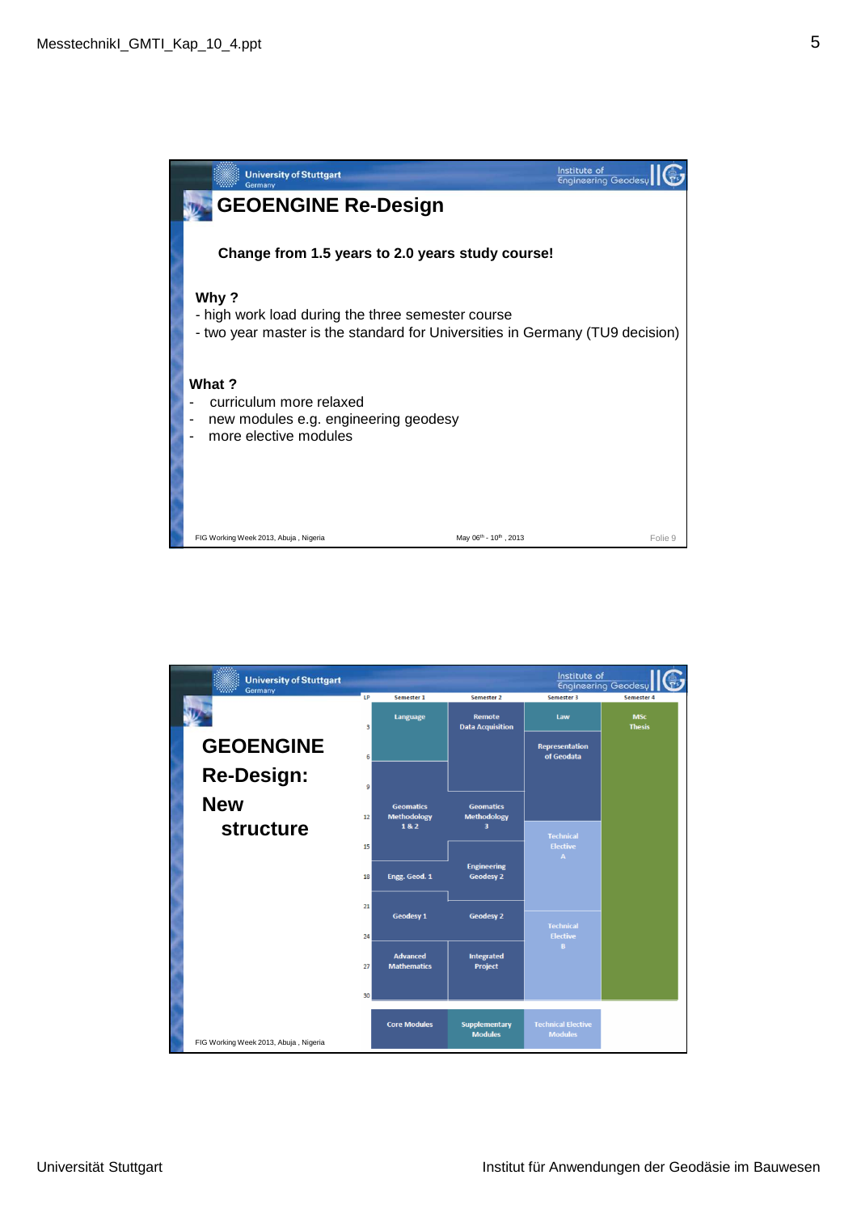## GEOENGINE Re-Design

**Change from 1.5 years to 2.0 years study course!**

**Why ?**

- high work load during the three semester course
- two year master is the standard for Universities in Germany (TU9 decision)

**What ?**

- curriculum more relaxed
- new modules e.g. engineering geodesy
- more elective modules

FIG Working Week 2013, Abuja , Nigeria — May 06th - 10th , 2013 — Folie 9

## GEOENGINE Re-Design: New structure

| LP | Semester 1 | Semester 2 | Semester 3 | Semester 4 |
|---|---|---|---|---|
| 3 | Language | Remote Data Acquisition | Law | MSc Thesis |
| 6 | | | Representation of Geodata | |
| 9 | | | | |
| 12 | Geomatics Methodology 1 & 2 | Geomatics Methodology 3 | | |
| 15 | | | Technical Elective A | |
| 18 | Engg. Geod. 1 | Engineering Geodesy 2 | | |
| 21 | | | | |
| 24 | Geodesy 1 | Geodesy 2 | Technical Elective B | |
| 27 | Advanced Mathematics | Integrated Project | | |
| 30 | | | | |

Legend: Core Modules, Supplementary Modules, Technical Elective Modules

FIG Working Week 2013, Abuja , Nigeria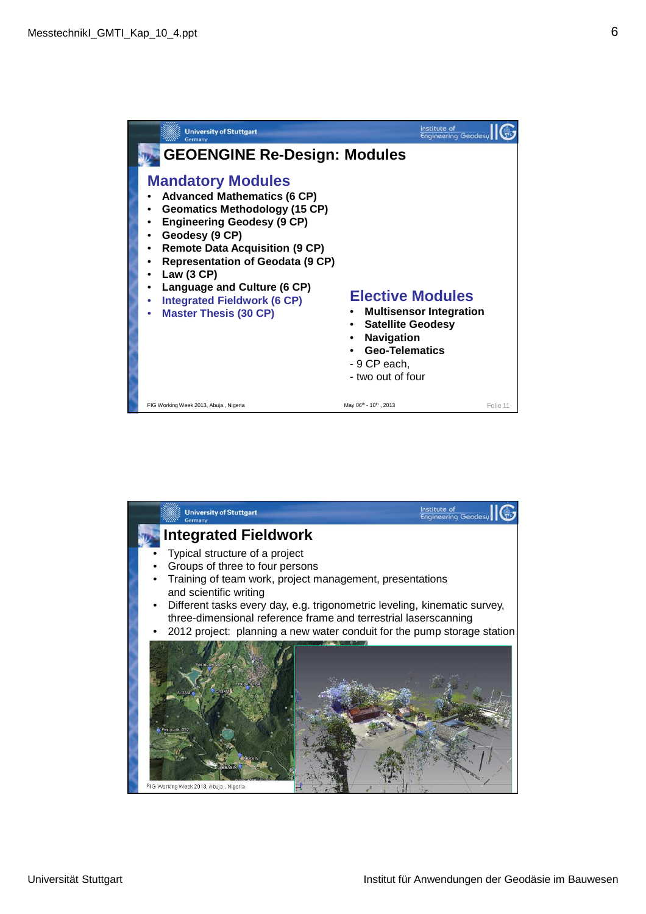# GEOENGINE Re-Design: Modules

## Mandatory Modules

- Advanced Mathematics (6 CP)
- Geomatics Methodology (15 CP)
- Engineering Geodesy (9 CP)
- Geodesy (9 CP)
- Remote Data Acquisition (9 CP)
- Representation of Geodata (9 CP)
- Law (3 CP)
- Language and Culture (6 CP)
- Integrated Fieldwork (6 CP)
- Master Thesis (30 CP)

## Elective Modules

- Multisensor Integration
- Satellite Geodesy
- Navigation
- Geo-Telematics

- 9 CP each,
- two out of four

FIG Working Week 2013, Abuja , Nigeria — May 06th - 10th , 2013 — Folie 11

# Integrated Fieldwork

- Typical structure of a project
- Groups of three to four persons
- Training of team work, project management, presentations and scientific writing
- Different tasks every day, e.g. trigonometric leveling, kinematic survey, three-dimensional reference frame and terrestrial laserscanning
- 2012 project: planning a new water conduit for the pump storage station

FIG Working Week 2013, Abuja , Nigeria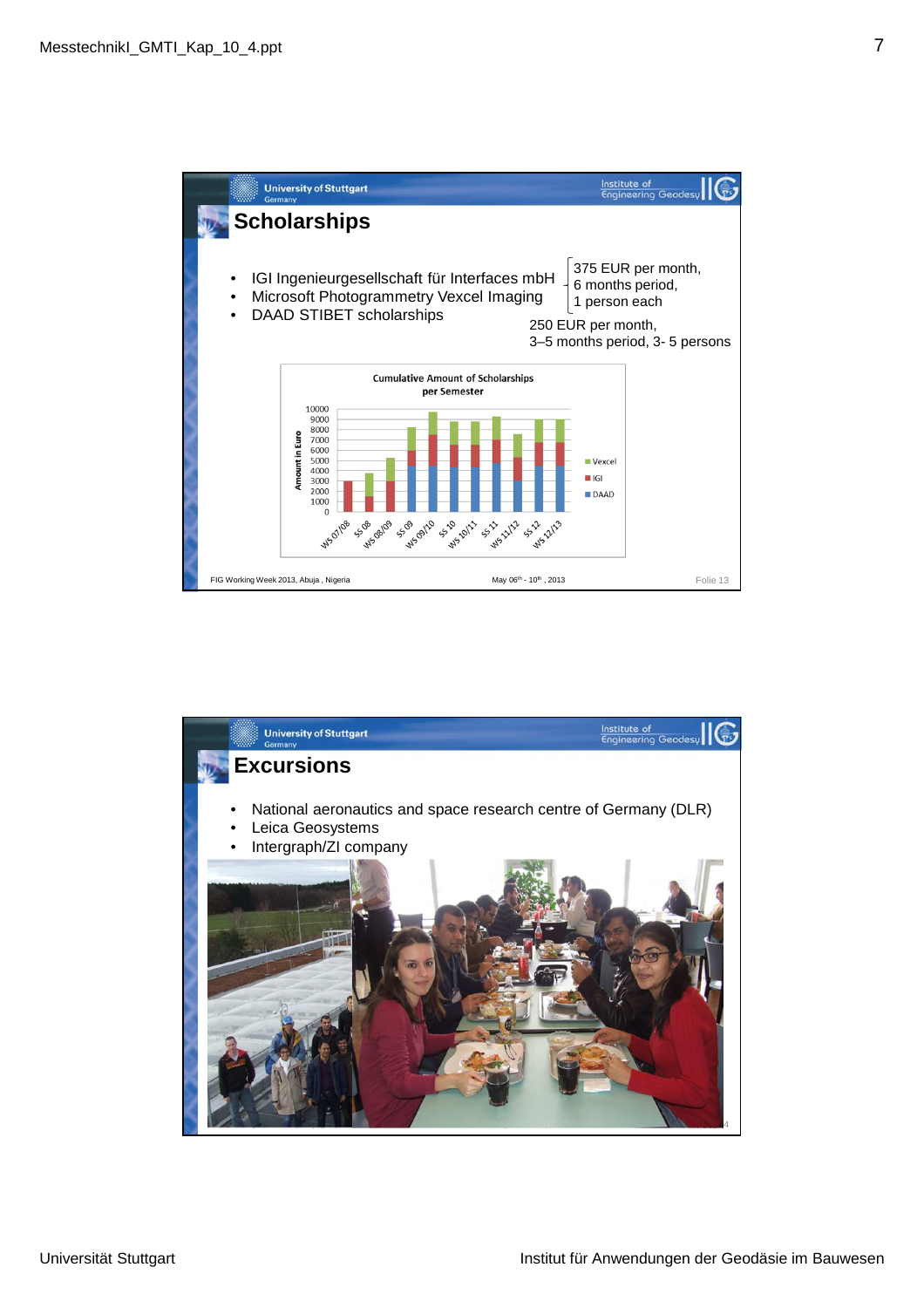## Scholarships

- IGI Ingenieurgesellschaft für Interfaces mbH
- Microsoft Photogrammetry Vexcel Imaging
- DAAD STIBET scholarships

375 EUR per month, 6 months period, 1 person each

250 EUR per month, 3–5 months period, 3- 5 persons

Cumulative Amount of Scholarships per Semester

FIG Working Week 2013, Abuja , Nigeria — May 06th - 10th , 2013 — Folie 13

## Excursions

- National aeronautics and space research centre of Germany (DLR)
- Leica Geosystems
- Intergraph/ZI company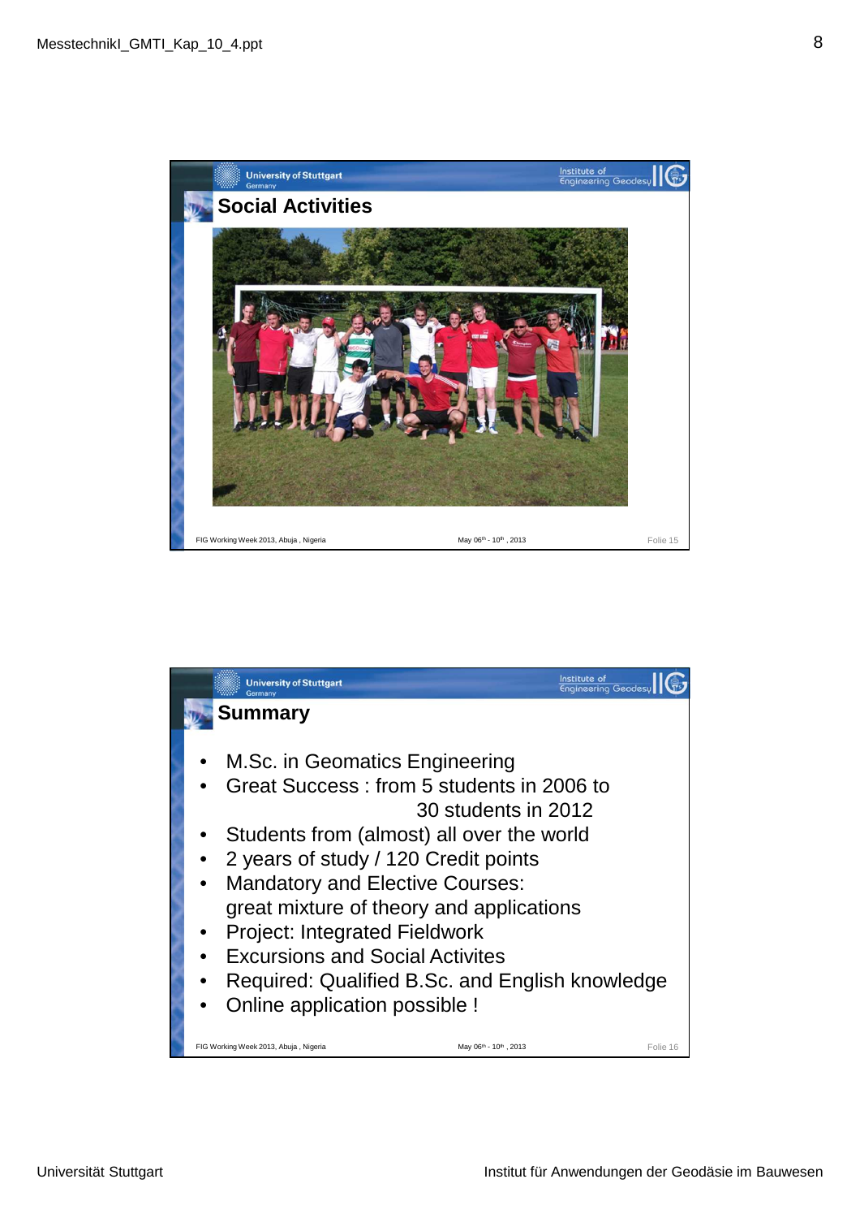## Social Activities

FIG Working Week 2013, Abuja , Nigeria May 06th - 10th , 2013 Folie 15

## Summary

- M.Sc. in Geomatics Engineering
- Great Success : from 5 students in 2006 to 30 students in 2012
- Students from (almost) all over the world
- 2 years of study / 120 Credit points
- Mandatory and Elective Courses: great mixture of theory and applications
- Project: Integrated Fieldwork
- Excursions and Social Activites
- Required: Qualified B.Sc. and English knowledge
- Online application possible !

FIG Working Week 2013, Abuja , Nigeria May 06th - 10th , 2013 Folie 16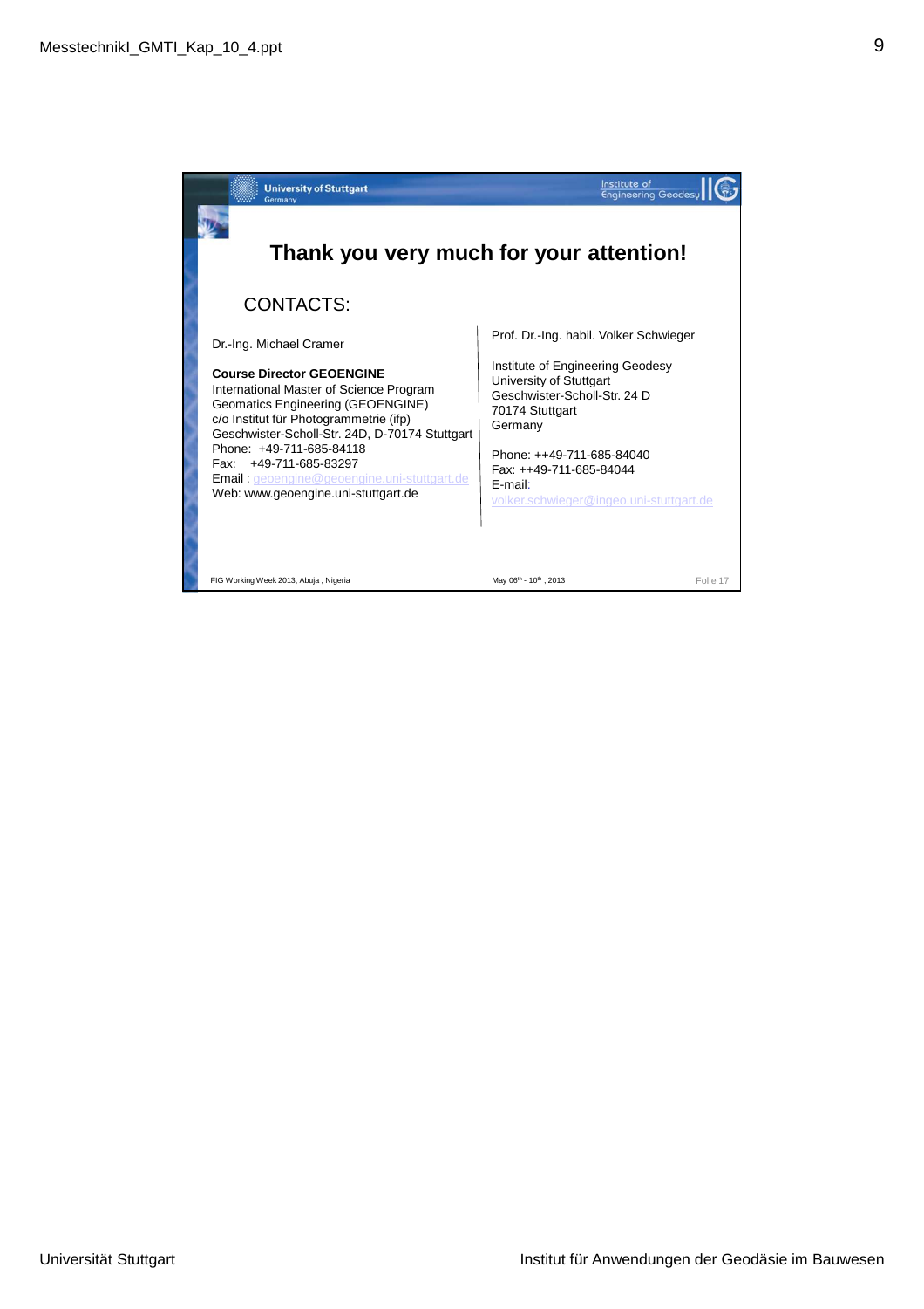University of Stuttgart
Germany

Institute of Engineering Geodesy

# Thank you very much for your attention!

CONTACTS:

Dr.-Ing. Michael Cramer

**Course Director GEOENGINE**
International Master of Science Program
Geomatics Engineering (GEOENGINE)
c/o Institut für Photogrammetrie (ifp)
Geschwister-Scholl-Str. 24D, D-70174 Stuttgart
Phone: +49-711-685-84118
Fax: +49-711-685-83297
Email : geoengine@geoengine.uni-stuttgart.de
Web: www.geoengine.uni-stuttgart.de

Prof. Dr.-Ing. habil. Volker Schwieger

Institute of Engineering Geodesy
University of Stuttgart
Geschwister-Scholl-Str. 24 D
70174 Stuttgart
Germany

Phone: ++49-711-685-84040
Fax: ++49-711-685-84044
E-mail:
volker.schwieger@ingeo.uni-stuttgart.de

FIG Working Week 2013, Abuja , Nigeria    May 06th - 10th , 2013    Folie 17